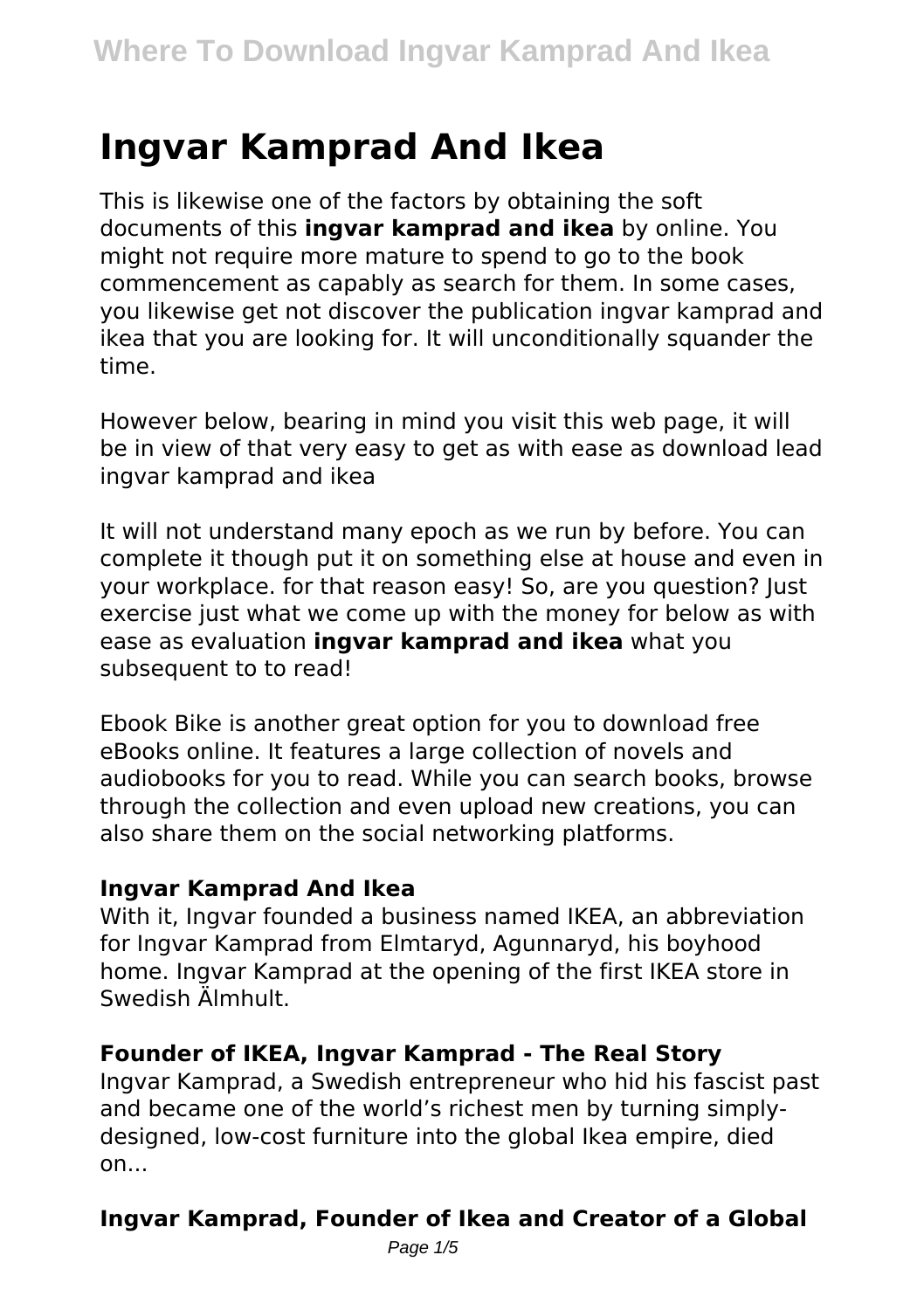# Ingvar Kamprad And Ikea

This is likewise one of the factors by obtaining the soft documents of this **ingvar kamprad and ikea** by online. You might not require more mature to spend to go to the book commencement as capably as search for them. In some cases, you likewise get not discover the publication ingvar kamprad and ikea that you are looking for. It will unconditionally squander the time.

However below, bearing in mind you visit this web page, it will be in view of that very easy to get as with ease as download lead ingvar kamprad and ikea

It will not understand many epoch as we run by before. You can complete it though put it on something else at house and even in your workplace. for that reason easy! So, are you question? Just exercise just what we come up with the money for below as with ease as evaluation **ingvar kamprad and ikea** what you subsequent to to read!

Ebook Bike is another great option for you to download free eBooks online. It features a large collection of novels and audiobooks for you to read. While you can search books, browse through the collection and even upload new creations, you can also share them on the social networking platforms.

### Ingvar Kamprad And Ikea

With it, Ingvar founded a business named IKEA, an abbreviation for Ingvar Kamprad from Elmtaryd, Agunnaryd, his boyhood home. Ingvar Kamprad at the opening of the first IKEA store in Swedish Älmhult.

### Founder of IKEA, Ingvar Kamprad - The Real Story

Ingvar Kamprad, a Swedish entrepreneur who hid his fascist past and became one of the world's richest men by turning simply-designed, low-cost furniture into the global Ikea empire, died on...

### Ingvar Kamprad, Founder of Ikea and Creator of a Global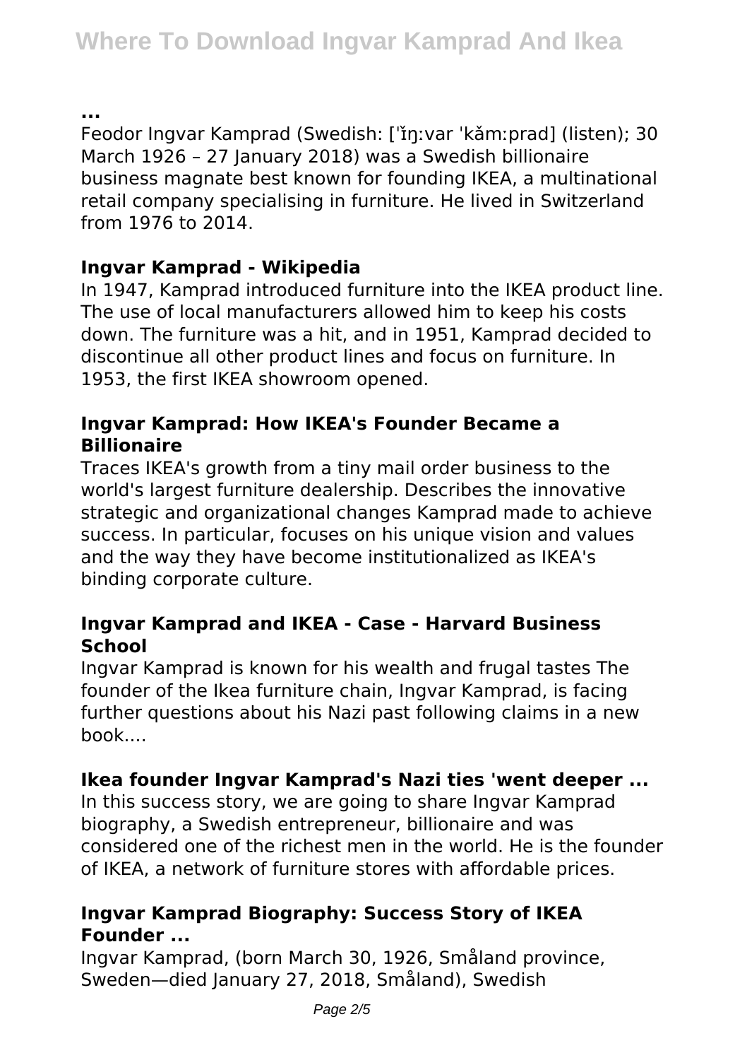**...**

Feodor Ingvar Kamprad (Swedish: [ˈɪ̌ŋːvar ˈkǎmːprad] (listen); 30 March 1926 – 27 January 2018) was a Swedish billionaire business magnate best known for founding IKEA, a multinational retail company specialising in furniture. He lived in Switzerland from 1976 to 2014.

**Ingvar Kamprad - Wikipedia**

In 1947, Kamprad introduced furniture into the IKEA product line. The use of local manufacturers allowed him to keep his costs down. The furniture was a hit, and in 1951, Kamprad decided to discontinue all other product lines and focus on furniture. In 1953, the first IKEA showroom opened.

**Ingvar Kamprad: How IKEA's Founder Became a Billionaire**

Traces IKEA's growth from a tiny mail order business to the world's largest furniture dealership. Describes the innovative strategic and organizational changes Kamprad made to achieve success. In particular, focuses on his unique vision and values and the way they have become institutionalized as IKEA's binding corporate culture.

**Ingvar Kamprad and IKEA - Case - Harvard Business School**

Ingvar Kamprad is known for his wealth and frugal tastes The founder of the Ikea furniture chain, Ingvar Kamprad, is facing further questions about his Nazi past following claims in a new book....

**Ikea founder Ingvar Kamprad's Nazi ties 'went deeper ...**

In this success story, we are going to share Ingvar Kamprad biography, a Swedish entrepreneur, billionaire and was considered one of the richest men in the world. He is the founder of IKEA, a network of furniture stores with affordable prices.

**Ingvar Kamprad Biography: Success Story of IKEA Founder ...**

Ingvar Kamprad, (born March 30, 1926, Småland province, Sweden—died January 27, 2018, Småland), Swedish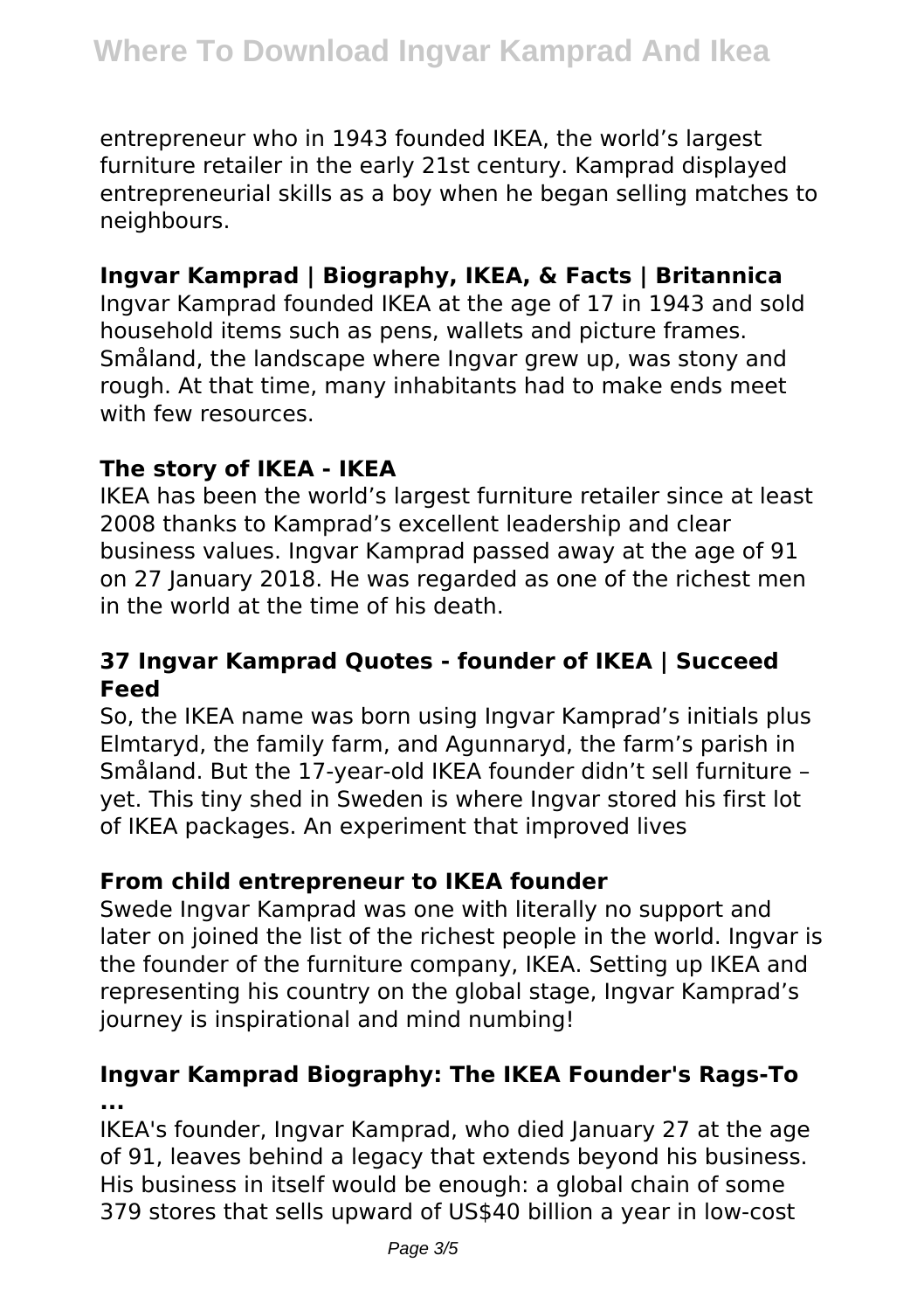entrepreneur who in 1943 founded IKEA, the world's largest furniture retailer in the early 21st century. Kamprad displayed entrepreneurial skills as a boy when he began selling matches to neighbours.

### **Ingvar Kamprad | Biography, IKEA, & Facts | Britannica**

Ingvar Kamprad founded IKEA at the age of 17 in 1943 and sold household items such as pens, wallets and picture frames. Småland, the landscape where Ingvar grew up, was stony and rough. At that time, many inhabitants had to make ends meet with few resources.

### **The story of IKEA - IKEA**

IKEA has been the world's largest furniture retailer since at least 2008 thanks to Kamprad's excellent leadership and clear business values. Ingvar Kamprad passed away at the age of 91 on 27 January 2018. He was regarded as one of the richest men in the world at the time of his death.

### **37 Ingvar Kamprad Quotes - founder of IKEA | Succeed Feed**

So, the IKEA name was born using Ingvar Kamprad's initials plus Elmtaryd, the family farm, and Agunnaryd, the farm's parish in Småland. But the 17-year-old IKEA founder didn't sell furniture – yet. This tiny shed in Sweden is where Ingvar stored his first lot of IKEA packages. An experiment that improved lives

### **From child entrepreneur to IKEA founder**

Swede Ingvar Kamprad was one with literally no support and later on joined the list of the richest people in the world. Ingvar is the founder of the furniture company, IKEA. Setting up IKEA and representing his country on the global stage, Ingvar Kamprad's journey is inspirational and mind numbing!

### **Ingvar Kamprad Biography: The IKEA Founder's Rags-To ...**

IKEA's founder, Ingvar Kamprad, who died January 27 at the age of 91, leaves behind a legacy that extends beyond his business. His business in itself would be enough: a global chain of some 379 stores that sells upward of US$40 billion a year in low-cost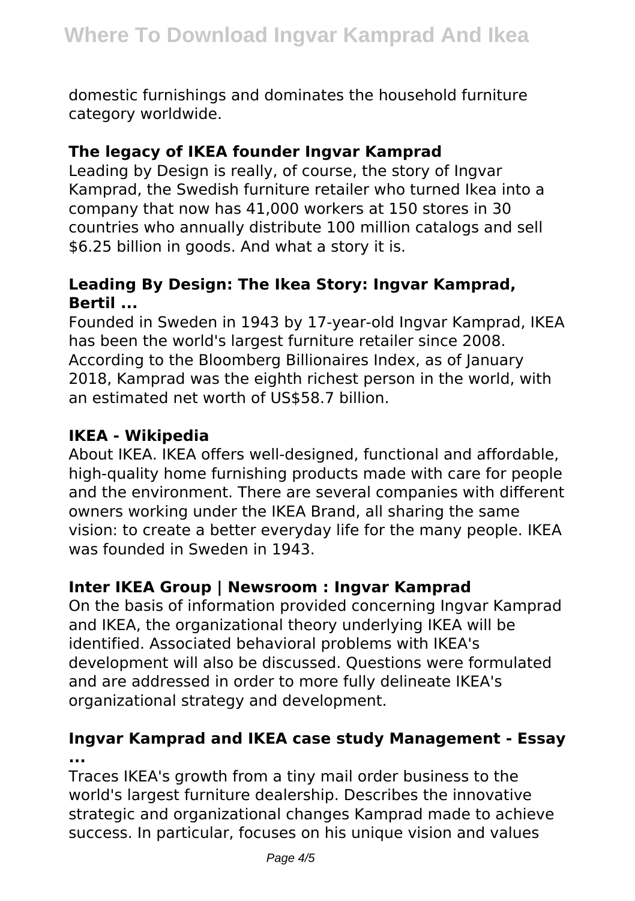domestic furnishings and dominates the household furniture category worldwide.

### The legacy of IKEA founder Ingvar Kamprad

Leading by Design is really, of course, the story of Ingvar Kamprad, the Swedish furniture retailer who turned Ikea into a company that now has 41,000 workers at 150 stores in 30 countries who annually distribute 100 million catalogs and sell $6.25 billion in goods. And what a story it is.

### Leading By Design: The Ikea Story: Ingvar Kamprad, Bertil ...

Founded in Sweden in 1943 by 17-year-old Ingvar Kamprad, IKEA has been the world's largest furniture retailer since 2008. According to the Bloomberg Billionaires Index, as of January 2018, Kamprad was the eighth richest person in the world, with an estimated net worth of US$58.7 billion.

### IKEA - Wikipedia

About IKEA. IKEA offers well-designed, functional and affordable, high-quality home furnishing products made with care for people and the environment. There are several companies with different owners working under the IKEA Brand, all sharing the same vision: to create a better everyday life for the many people. IKEA was founded in Sweden in 1943.

### Inter IKEA Group | Newsroom : Ingvar Kamprad

On the basis of information provided concerning Ingvar Kamprad and IKEA, the organizational theory underlying IKEA will be identified. Associated behavioral problems with IKEA's development will also be discussed. Questions were formulated and are addressed in order to more fully delineate IKEA's organizational strategy and development.

### Ingvar Kamprad and IKEA case study Management - Essay ...

Traces IKEA's growth from a tiny mail order business to the world's largest furniture dealership. Describes the innovative strategic and organizational changes Kamprad made to achieve success. In particular, focuses on his unique vision and values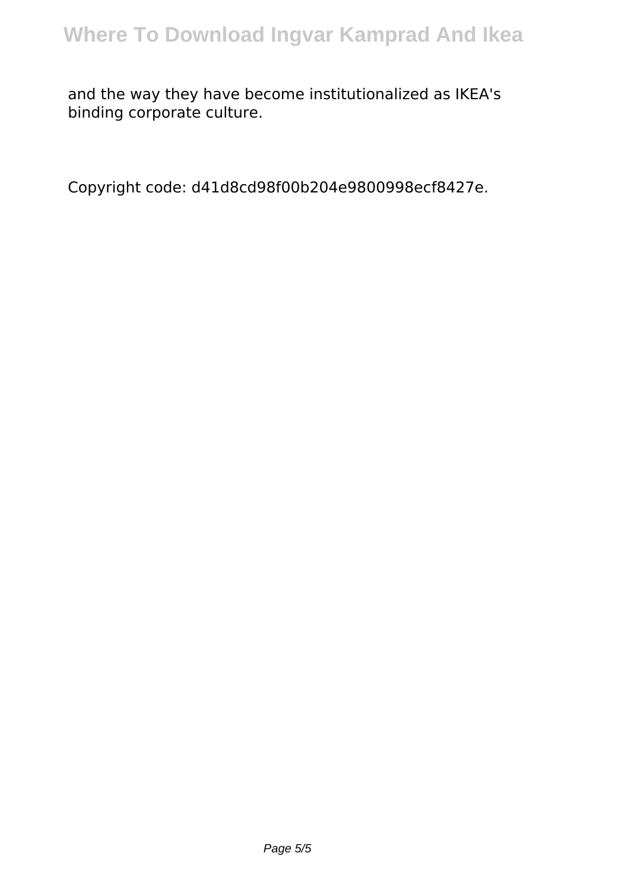and the way they have become institutionalized as IKEA's binding corporate culture.

Copyright code: d41d8cd98f00b204e9800998ecf8427e.